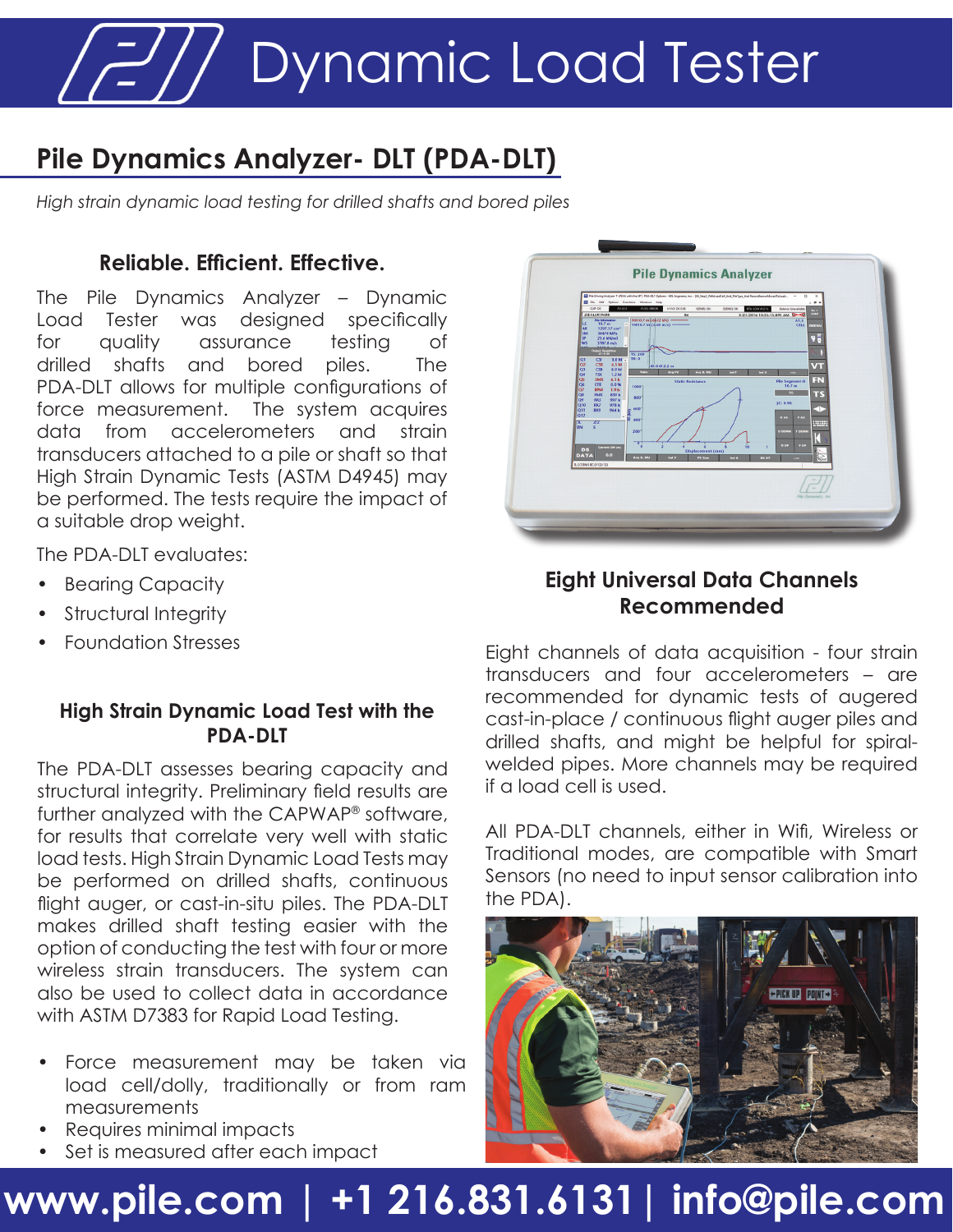# Dynamic Load Tester

## Pile Dynamics Analyzer- DLT (PDA-DLT)

*High strain dynamic load testing for drilled shafts and bored piles*

### Reliable. Efficient. Effective.

The Pile Dynamics Analyzer – Dynamic Load Tester was designed specifically for quality assurance testing of drilled shafts and bored piles. The PDA-DLT allows for multiple configurations of force measurement. The system acquires data from accelerometers and strain transducers attached to a pile or shaft so that High Strain Dynamic Tests (ASTM D4945) may be performed. The tests require the impact of a suitable drop weight.

The PDA-DLT evaluates:

- Bearing Capacity
- Structural Integrity
- Foundation Stresses

### High Strain Dynamic Load Test with the PDA-DLT

The PDA-DLT assesses bearing capacity and structural integrity. Preliminary field results are further analyzed with the CAPWAP® software, for results that correlate very well with static load tests. High Strain Dynamic Load Tests may be performed on drilled shafts, continuous flight auger, or cast-in-situ piles. The PDA-DLT makes drilled shaft testing easier with the option of conducting the test with four or more wireless strain transducers. The system can also be used to collect data in accordance with ASTM D7383 for Rapid Load Testing.

- Force measurement may be taken via load cell/dolly, traditionally or from ram measurements
- Requires minimal impacts
- Set is measured after each impact

### Eight Universal Data Channels Recommended

Eight channels of data acquisition - four strain transducers and four accelerometers – are recommended for dynamic tests of augered cast-in-place / continuous flight auger piles and drilled shafts, and might be helpful for spiral-welded pipes. More channels may be required if a load cell is used.

All PDA-DLT channels, either in Wifi, Wireless or Traditional modes, are compatible with Smart Sensors (no need to input sensor calibration into the PDA).

www.pile.com | +1 216.831.6131 | info@pile.com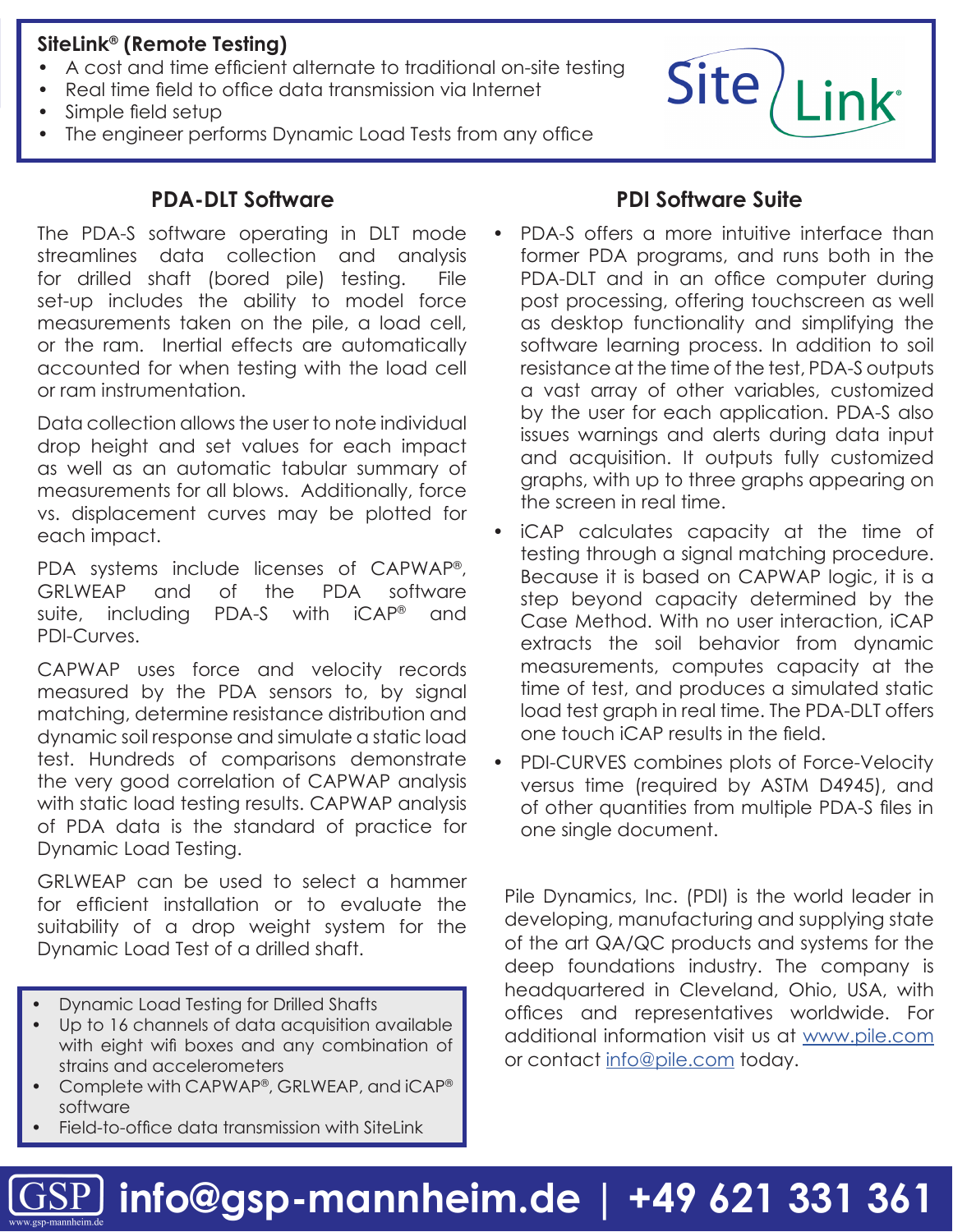**SiteLink® (Remote Testing)**

- A cost and time efficient alternate to traditional on-site testing
- Real time field to office data transmission via Internet
- Simple field setup
- The engineer performs Dynamic Load Tests from any office

Site Link®

## PDA-DLT Software

The PDA-S software operating in DLT mode streamlines data collection and analysis for drilled shaft (bored pile) testing. File set-up includes the ability to model force measurements taken on the pile, a load cell, or the ram. Inertial effects are automatically accounted for when testing with the load cell or ram instrumentation.

Data collection allows the user to note individual drop height and set values for each impact as well as an automatic tabular summary of measurements for all blows. Additionally, force vs. displacement curves may be plotted for each impact.

PDA systems include licenses of CAPWAP®, GRLWEAP and of the PDA software suite, including PDA-S with iCAP® and PDI-Curves.

CAPWAP uses force and velocity records measured by the PDA sensors to, by signal matching, determine resistance distribution and dynamic soil response and simulate a static load test. Hundreds of comparisons demonstrate the very good correlation of CAPWAP analysis with static load testing results. CAPWAP analysis of PDA data is the standard of practice for Dynamic Load Testing.

GRLWEAP can be used to select a hammer for efficient installation or to evaluate the suitability of a drop weight system for the Dynamic Load Test of a drilled shaft.

- Dynamic Load Testing for Drilled Shafts
- Up to 16 channels of data acquisition available with eight wifi boxes and any combination of strains and accelerometers
- Complete with CAPWAP®, GRLWEAP, and iCAP® software
- Field-to-office data transmission with SiteLink

## PDI Software Suite

- PDA-S offers a more intuitive interface than former PDA programs, and runs both in the PDA-DLT and in an office computer during post processing, offering touchscreen as well as desktop functionality and simplifying the software learning process. In addition to soil resistance at the time of the test, PDA-S outputs a vast array of other variables, customized by the user for each application. PDA-S also issues warnings and alerts during data input and acquisition. It outputs fully customized graphs, with up to three graphs appearing on the screen in real time.
- iCAP calculates capacity at the time of testing through a signal matching procedure. Because it is based on CAPWAP logic, it is a step beyond capacity determined by the Case Method. With no user interaction, iCAP extracts the soil behavior from dynamic measurements, computes capacity at the time of test, and produces a simulated static load test graph in real time. The PDA-DLT offers one touch iCAP results in the field.
- PDI-CURVES combines plots of Force-Velocity versus time (required by ASTM D4945), and of other quantities from multiple PDA-S files in one single document.

Pile Dynamics, Inc. (PDI) is the world leader in developing, manufacturing and supplying state of the art QA/QC products and systems for the deep foundations industry. The company is headquartered in Cleveland, Ohio, USA, with offices and representatives worldwide. For additional information visit us at www.pile.com or contact info@pile.com today.

GSP www.gsp-mannheim.de **info@gsp-mannheim.de | +49 621 331 361**